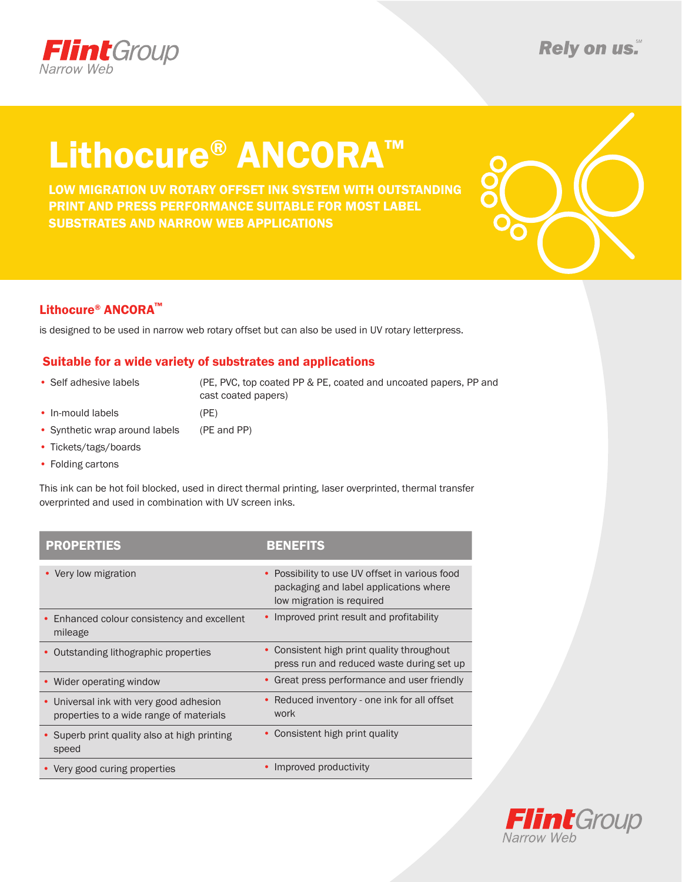# Lithocure® ANCORA™

**LOW MIGRATION UV ROTARY OFFSET INK SYSTEM WITH OUTSTANDING PRINT AND PRESS PERFORMANCE SUITABLE FOR MOST LABEL SUBSTRATES AND NARROW WEB APPLICATIONS**

### Lithocure® ANCORA™

is designed to be used in narrow web rotary offset but can also be used in UV rotary letterpress.

### Suitable for a wide variety of substrates and applications

- Self adhesive labels (PE, PVC, top coated PP & PE, coated and uncoated papers, PP and cast coated papers)
- In-mould labels (PE)
- Synthetic wrap around labels (PE and PP)
- Tickets/tags/boards
- Folding cartons

This ink can be hot foil blocked, used in direct thermal printing, laser overprinted, thermal transfer overprinted and used in combination with UV screen inks.

| PROPERTIES | BENEFITS |
|---|---|
| • Very low migration | • Possibility to use UV offset in various food packaging and label applications where low migration is required |
| • Enhanced colour consistency and excellent mileage | • Improved print result and profitability |
| • Outstanding lithographic properties | • Consistent high print quality throughout press run and reduced waste during set up |
| • Wider operating window | • Great press performance and user friendly |
| • Universal ink with very good adhesion properties to a wide range of materials | • Reduced inventory - one ink for all offset work |
| • Superb print quality also at high printing speed | • Consistent high print quality |
| • Very good curing properties | • Improved productivity |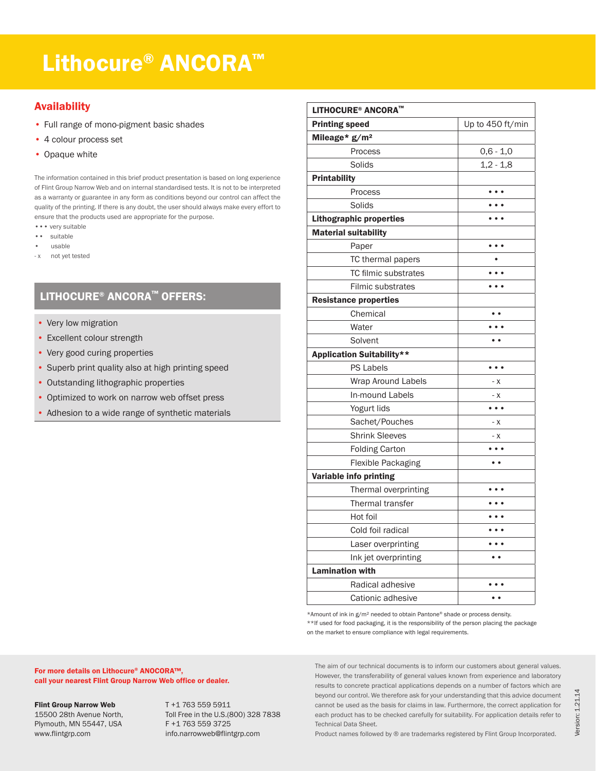# Lithocure® ANCORA™

## Availability

- Full range of mono-pigment basic shades
- 4 colour process set
- Opaque white

The information contained in this brief product presentation is based on long experience of Flint Group Narrow Web and on internal standardised tests. It is not to be interpreted as a warranty or guarantee in any form as conditions beyond our control can affect the quality of the printing. If there is any doubt, the user should always make every effort to ensure that the products used are appropriate for the purpose.

- • • • very suitable
- • • suitable
- • usable
- - x not yet tested

## LITHOCURE® ANCORA™ OFFERS:

- Very low migration
- Excellent colour strength
- Very good curing properties
- Superb print quality also at high printing speed
- Outstanding lithographic properties
- Optimized to work on narrow web offset press
- Adhesion to a wide range of synthetic materials

| LITHOCURE® ANCORA™ | |
|---|---|
| **Printing speed** | Up to 450 ft/min |
| **Mileage* g/m²** | |
| Process | 0,6 - 1,0 |
| Solids | 1,2 - 1,8 |
| **Printability** | |
| Process | • • • |
| Solids | • • • |
| **Lithographic properties** | • • • |
| **Material suitability** | |
| Paper | • • • |
| TC thermal papers | • |
| TC filmic substrates | • • • |
| Filmic substrates | • • • |
| **Resistance properties** | |
| Chemical | • • |
| Water | • • • |
| Solvent | • • |
| **Application Suitability**** | |
| PS Labels | • • • |
| Wrap Around Labels | - x |
| In-mound Labels | - x |
| Yogurt lids | • • • |
| Sachet/Pouches | - x |
| Shrink Sleeves | - x |
| Folding Carton | • • • |
| Flexible Packaging | • • |
| **Variable info printing** | |
| Thermal overprinting | • • • |
| Thermal transfer | • • • |
| Hot foil | • • • |
| Cold foil radical | • • • |
| Laser overprinting | • • • |
| Ink jet overprinting | • • |
| **Lamination with** | |
| Radical adhesive | • • • |
| Cationic adhesive | • • |

*Amount of ink in g/m² needed to obtain Pantone® shade or process density.
**If used for food packaging, it is the responsibility of the person placing the package on the market to ensure compliance with legal requirements.

**For more details on Lithocure® ANOCORA™, call your nearest Flint Group Narrow Web office or dealer.**

**Flint Group Narrow Web**
15500 28th Avenue North,
Plymouth, MN 55447, USA
www.flintgrp.com

T +1 763 559 5911
Toll Free in the U.S.(800) 328 7838
F +1 763 559 3725
info.narrowweb@flintgrp.com

The aim of our technical documents is to inform our customers about general values. However, the transferability of general values known from experience and laboratory results to concrete practical applications depends on a number of factors which are beyond our control. We therefore ask for your understanding that this advice document cannot be used as the basis for claims in law. Furthermore, the correct application for each product has to be checked carefully for suitability. For application details refer to Technical Data Sheet.
Product names followed by ® are trademarks registered by Flint Group Incorporated.

Version: 1.21.14